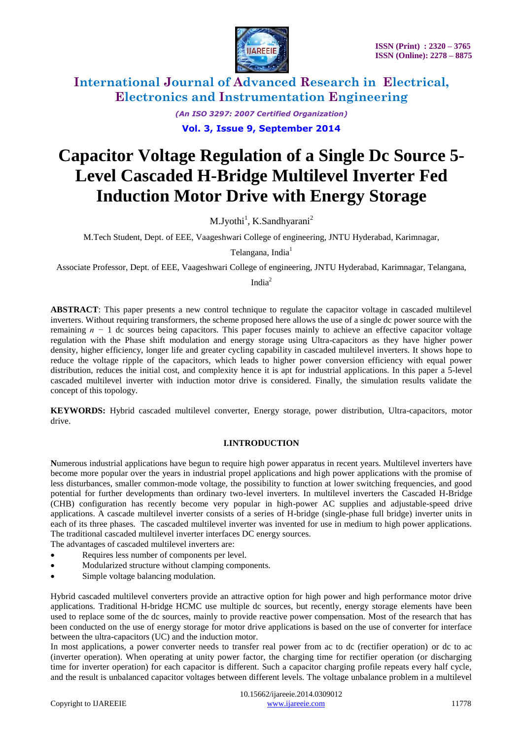# Capacitor Voltage Regulation of a Single Dc Source 5-Level Cascaded H-Bridge Multilevel Inverter Fed Induction Motor Drive with Energy Storage

M.Jyothi[1], K.Sandhyarani[2]

M.Tech Student, Dept. of EEE, Vaageshwari College of engineering, JNTU Hyderabad, Karimnagar, Telangana, India[1]

Associate Professor, Dept. of EEE, Vaageshwari College of engineering, JNTU Hyderabad, Karimnagar, Telangana, India[2]

**ABSTRACT**: This paper presents a new control technique to regulate the capacitor voltage in cascaded multilevel inverters. Without requiring transformers, the scheme proposed here allows the use of a single dc power source with the remaining $n - 1$ dc sources being capacitors. This paper focuses mainly to achieve an effective capacitor voltage regulation with the Phase shift modulation and energy storage using Ultra-capacitors as they have higher power density, higher efficiency, longer life and greater cycling capability in cascaded multilevel inverters. It shows hope to reduce the voltage ripple of the capacitors, which leads to higher power conversion efficiency with equal power distribution, reduces the initial cost, and complexity hence it is apt for industrial applications. In this paper a 5-level cascaded multilevel inverter with induction motor drive is considered. Finally, the simulation results validate the concept of this topology.

**KEYWORDS:** Hybrid cascaded multilevel converter, Energy storage, power distribution, Ultra-capacitors, motor drive.

## I.INTRODUCTION

**N**umerous industrial applications have begun to require high power apparatus in recent years. Multilevel inverters have become more popular over the years in industrial propel applications and high power applications with the promise of less disturbances, smaller common-mode voltage, the possibility to function at lower switching frequencies, and good potential for further developments than ordinary two-level inverters. In multilevel inverters the Cascaded H-Bridge (CHB) configuration has recently become very popular in high-power AC supplies and adjustable-speed drive applications. A cascade multilevel inverter consists of a series of H-bridge (single-phase full bridge) inverter units in each of its three phases. The cascaded multilevel inverter was invented for use in medium to high power applications. The traditional cascaded multilevel inverter interfaces DC energy sources.

The advantages of cascaded multilevel inverters are:

- Requires less number of components per level.
- Modularized structure without clamping components.
- Simple voltage balancing modulation.

Hybrid cascaded multilevel converters provide an attractive option for high power and high performance motor drive applications. Traditional H-bridge HCMC use multiple dc sources, but recently, energy storage elements have been used to replace some of the dc sources, mainly to provide reactive power compensation. Most of the research that has been conducted on the use of energy storage for motor drive applications is based on the use of converter for interface between the ultra-capacitors (UC) and the induction motor.

In most applications, a power converter needs to transfer real power from ac to dc (rectifier operation) or dc to ac (inverter operation). When operating at unity power factor, the charging time for rectifier operation (or discharging time for inverter operation) for each capacitor is different. Such a capacitor charging profile repeats every half cycle, and the result is unbalanced capacitor voltages between different levels. The voltage unbalance problem in a multilevel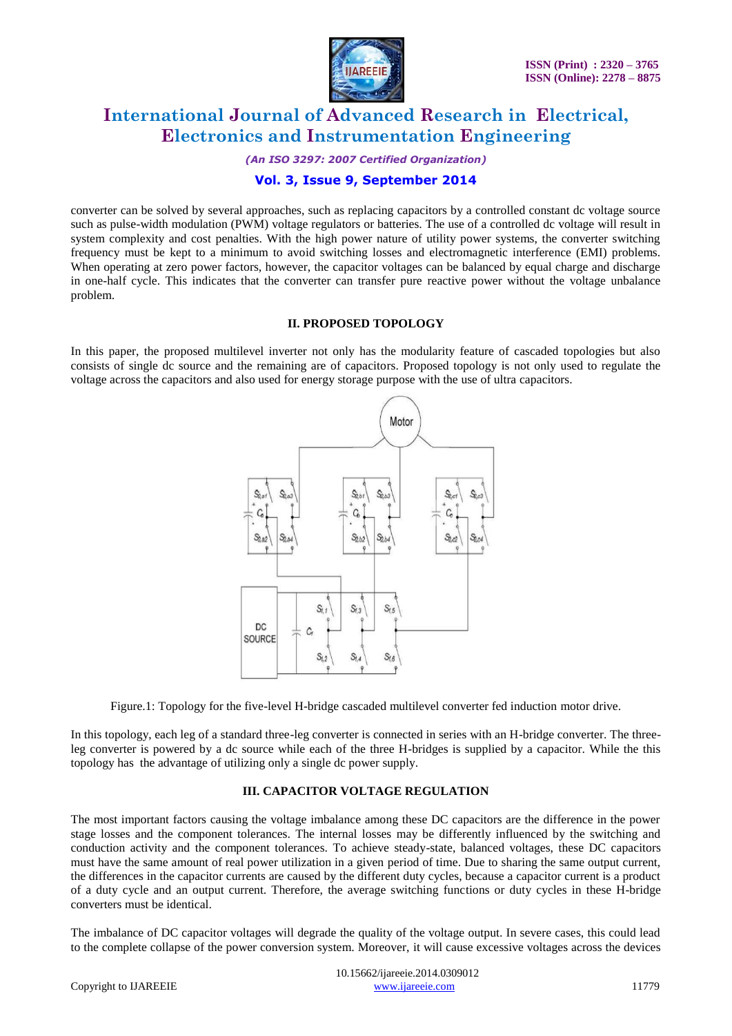converter can be solved by several approaches, such as replacing capacitors by a controlled constant dc voltage source such as pulse-width modulation (PWM) voltage regulators or batteries. The use of a controlled dc voltage will result in system complexity and cost penalties. With the high power nature of utility power systems, the converter switching frequency must be kept to a minimum to avoid switching losses and electromagnetic interference (EMI) problems. When operating at zero power factors, however, the capacitor voltages can be balanced by equal charge and discharge in one-half cycle. This indicates that the converter can transfer pure reactive power without the voltage unbalance problem.

## II. PROPOSED TOPOLOGY

In this paper, the proposed multilevel inverter not only has the modularity feature of cascaded topologies but also consists of single dc source and the remaining are of capacitors. Proposed topology is not only used to regulate the voltage across the capacitors and also used for energy storage purpose with the use of ultra capacitors.

Figure.1: Topology for the five-level H-bridge cascaded multilevel converter fed induction motor drive.

In this topology, each leg of a standard three-leg converter is connected in series with an H-bridge converter. The three-leg converter is powered by a dc source while each of the three H-bridges is supplied by a capacitor. While the this topology has the advantage of utilizing only a single dc power supply.

## III. CAPACITOR VOLTAGE REGULATION

The most important factors causing the voltage imbalance among these DC capacitors are the difference in the power stage losses and the component tolerances. The internal losses may be differently influenced by the switching and conduction activity and the component tolerances. To achieve steady-state, balanced voltages, these DC capacitors must have the same amount of real power utilization in a given period of time. Due to sharing the same output current, the differences in the capacitor currents are caused by the different duty cycles, because a capacitor current is a product of a duty cycle and an output current. Therefore, the average switching functions or duty cycles in these H-bridge converters must be identical.

The imbalance of DC capacitor voltages will degrade the quality of the voltage output. In severe cases, this could lead to the complete collapse of the power conversion system. Moreover, it will cause excessive voltages across the devices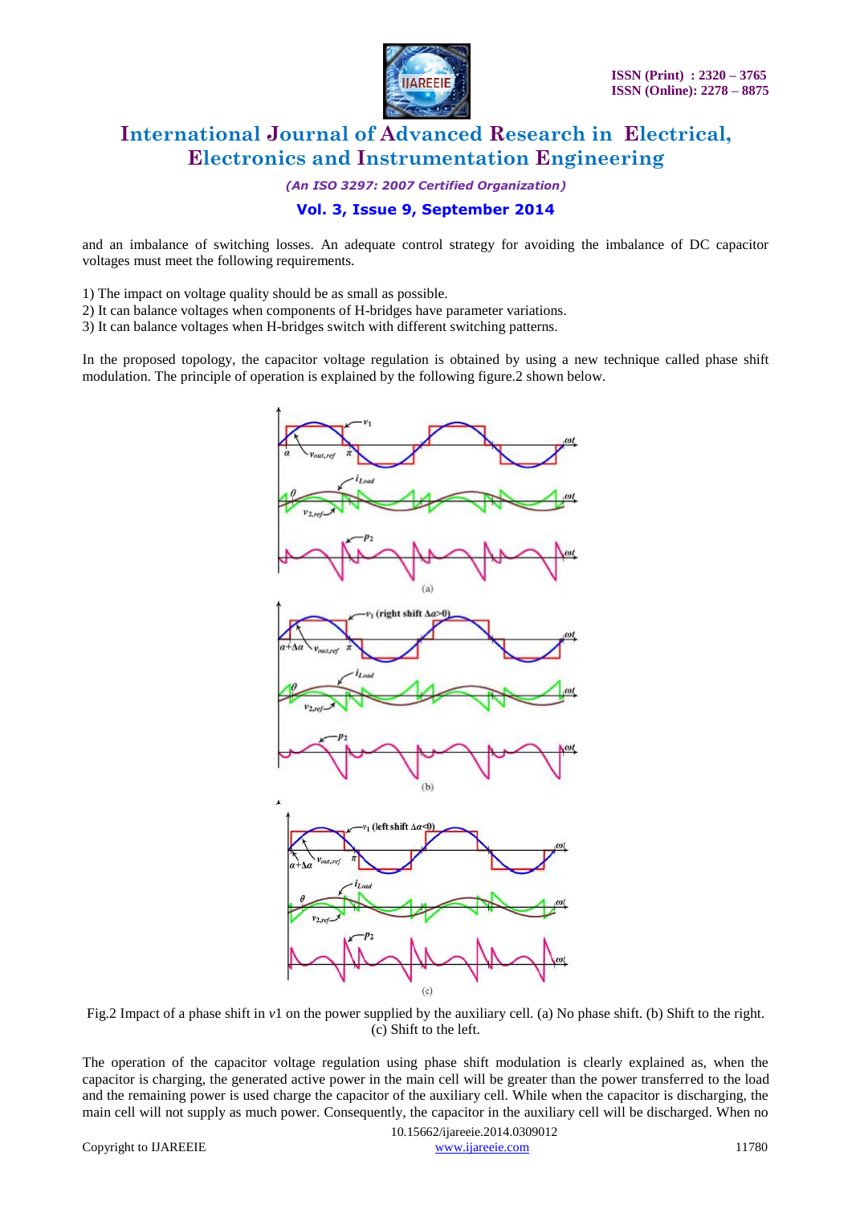and an imbalance of switching losses. An adequate control strategy for avoiding the imbalance of DC capacitor voltages must meet the following requirements.

1) The impact on voltage quality should be as small as possible.
2) It can balance voltages when components of H-bridges have parameter variations.
3) It can balance voltages when H-bridges switch with different switching patterns.

In the proposed topology, the capacitor voltage regulation is obtained by using a new technique called phase shift modulation. The principle of operation is explained by the following figure.2 shown below.

Fig.2 Impact of a phase shift in $v1$ on the power supplied by the auxiliary cell. (a) No phase shift. (b) Shift to the right. (c) Shift to the left.

The operation of the capacitor voltage regulation using phase shift modulation is clearly explained as, when the capacitor is charging, the generated active power in the main cell will be greater than the power transferred to the load and the remaining power is used charge the capacitor of the auxiliary cell. While when the capacitor is discharging, the main cell will not supply as much power. Consequently, the capacitor in the auxiliary cell will be discharged. When no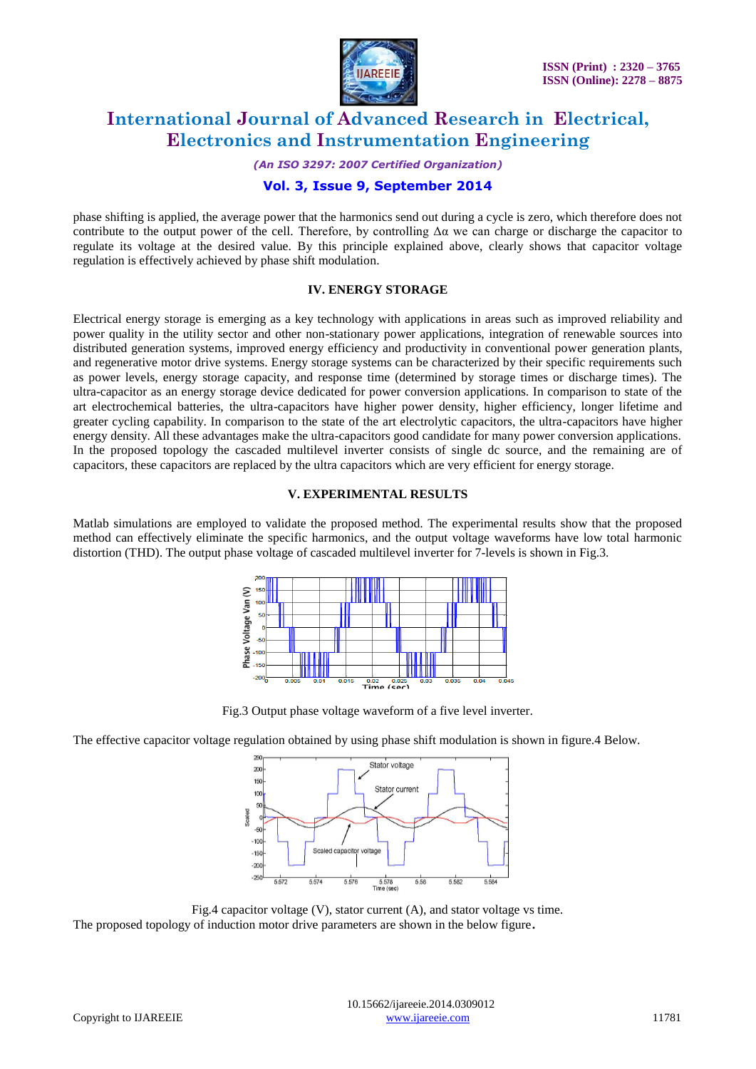phase shifting is applied, the average power that the harmonics send out during a cycle is zero, which therefore does not contribute to the output power of the cell. Therefore, by controlling $\Delta\alpha$ we can charge or discharge the capacitor to regulate its voltage at the desired value. By this principle explained above, clearly shows that capacitor voltage regulation is effectively achieved by phase shift modulation.

## IV. ENERGY STORAGE

Electrical energy storage is emerging as a key technology with applications in areas such as improved reliability and power quality in the utility sector and other non-stationary power applications, integration of renewable sources into distributed generation systems, improved energy efficiency and productivity in conventional power generation plants, and regenerative motor drive systems. Energy storage systems can be characterized by their specific requirements such as power levels, energy storage capacity, and response time (determined by storage times or discharge times). The ultra-capacitor as an energy storage device dedicated for power conversion applications. In comparison to state of the art electrochemical batteries, the ultra-capacitors have higher power density, higher efficiency, longer lifetime and greater cycling capability. In comparison to the state of the art electrolytic capacitors, the ultra-capacitors have higher energy density. All these advantages make the ultra-capacitors good candidate for many power conversion applications. In the proposed topology the cascaded multilevel inverter consists of single dc source, and the remaining are of capacitors, these capacitors are replaced by the ultra capacitors which are very efficient for energy storage.

## V. EXPERIMENTAL RESULTS

Matlab simulations are employed to validate the proposed method. The experimental results show that the proposed method can effectively eliminate the specific harmonics, and the output voltage waveforms have low total harmonic distortion (THD). The output phase voltage of cascaded multilevel inverter for 7-levels is shown in Fig.3.

Fig.3 Output phase voltage waveform of a five level inverter.

The effective capacitor voltage regulation obtained by using phase shift modulation is shown in figure.4 Below.

Fig.4 capacitor voltage (V), stator current (A), and stator voltage vs time.

The proposed topology of induction motor drive parameters are shown in the below figure.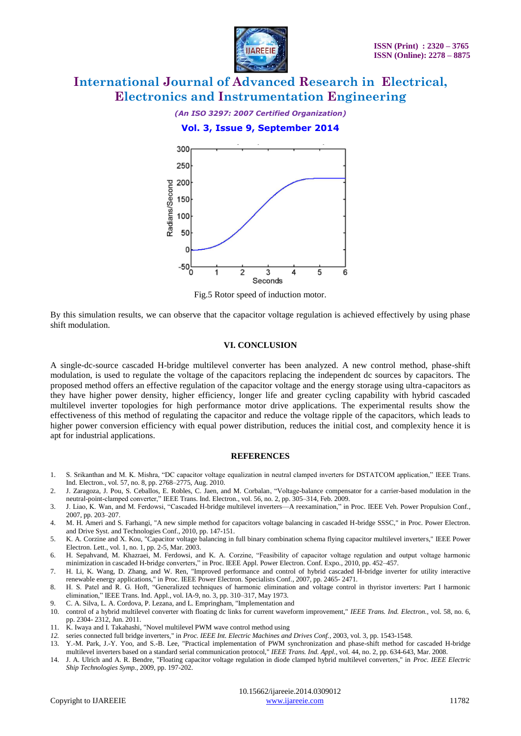Fig.5 Rotor speed of induction motor.

By this simulation results, we can observe that the capacitor voltage regulation is achieved effectively by using phase shift modulation.

## VI. CONCLUSION

A single-dc-source cascaded H-bridge multilevel converter has been analyzed. A new control method, phase-shift modulation, is used to regulate the voltage of the capacitors replacing the independent dc sources by capacitors. The proposed method offers an effective regulation of the capacitor voltage and the energy storage using ultra-capacitors as they have higher power density, higher efficiency, longer life and greater cycling capability with hybrid cascaded multilevel inverter topologies for high performance motor drive applications. The experimental results show the effectiveness of this method of regulating the capacitor and reduce the voltage ripple of the capacitors, which leads to higher power conversion efficiency with equal power distribution, reduces the initial cost, and complexity hence it is apt for industrial applications.

## REFERENCES

1. S. Srikanthan and M. K. Mishra, "DC capacitor voltage equalization in neutral clamped inverters for DSTATCOM application," IEEE Trans. Ind. Electron., vol. 57, no. 8, pp. 2768–2775, Aug. 2010.
2. J. Zaragoza, J. Pou, S. Ceballos, E. Robles, C. Jaen, and M. Corbalan, "Voltage-balance compensator for a carrier-based modulation in the neutral-point-clamped converter," IEEE Trans. Ind. Electron., vol. 56, no. 2, pp. 305–314, Feb. 2009.
3. J. Liao, K. Wan, and M. Ferdowsi, "Cascaded H-bridge multilevel inverters—A reexamination," in Proc. IEEE Veh. Power Propulsion Conf., 2007, pp. 203–207.
4. M. H. Ameri and S. Farhangi, "A new simple method for capacitors voltage balancing in cascaded H-bridge SSSC," in Proc. Power Electron. and Drive Syst. and Technologies Conf., 2010, pp. 147-151.
5. K. A. Corzine and X. Kou, "Capacitor voltage balancing in full binary combination schema flying capacitor multilevel inverters," IEEE Power Electron. Lett., vol. 1, no. 1, pp. 2-5, Mar. 2003.
6. H. Sepahvand, M. Khazraei, M. Ferdowsi, and K. A. Corzine, "Feasibility of capacitor voltage regulation and output voltage harmonic minimization in cascaded H-bridge converters," in Proc. IEEE Appl. Power Electron. Conf. Expo., 2010, pp. 452–457.
7. H. Li, K. Wang, D. Zhang, and W. Ren, "Improved performance and control of hybrid cascaded H-bridge inverter for utility interactive renewable energy applications," in Proc. IEEE Power Electron. Specialists Conf., 2007, pp. 2465- 2471.
8. H. S. Patel and R. G. Hoft, "Generalized techniques of harmonic elimination and voltage control in thyristor inverters: Part I harmonic elimination," IEEE Trans. Ind. Appl., vol. IA-9, no. 3, pp. 310–317, May 1973.
9. C. A. Silva, L. A. Cordova, P. Lezana, and L. Empringham, "Implementation and
10. control of a hybrid multilevel converter with floating dc links for current waveform improvement," *IEEE Trans. Ind. Electron.*, vol. 58, no. 6, pp. 2304- 2312, Jun. 2011.
11. K. Iwaya and I. Takahashi, "Novel multilevel PWM wave control method using
12. series connected full bridge inverters," in *Proc. IEEE Int. Electric Machines and Drives Conf.*, 2003, vol. 3, pp. 1543-1548.
13. Y.-M. Park, J.-Y. Yoo, and S.-B. Lee, "Practical implementation of PWM synchronization and phase-shift method for cascaded H-bridge multilevel inverters based on a standard serial communication protocol," *IEEE Trans. Ind. Appl.*, vol. 44, no. 2, pp. 634-643, Mar. 2008.
14. J. A. Ulrich and A. R. Bendre, "Floating capacitor voltage regulation in diode clamped hybrid multilevel converters," in *Proc. IEEE Electric Ship Technologies Symp.*, 2009, pp. 197-202.

10.15662/ijareeie.2014.0309012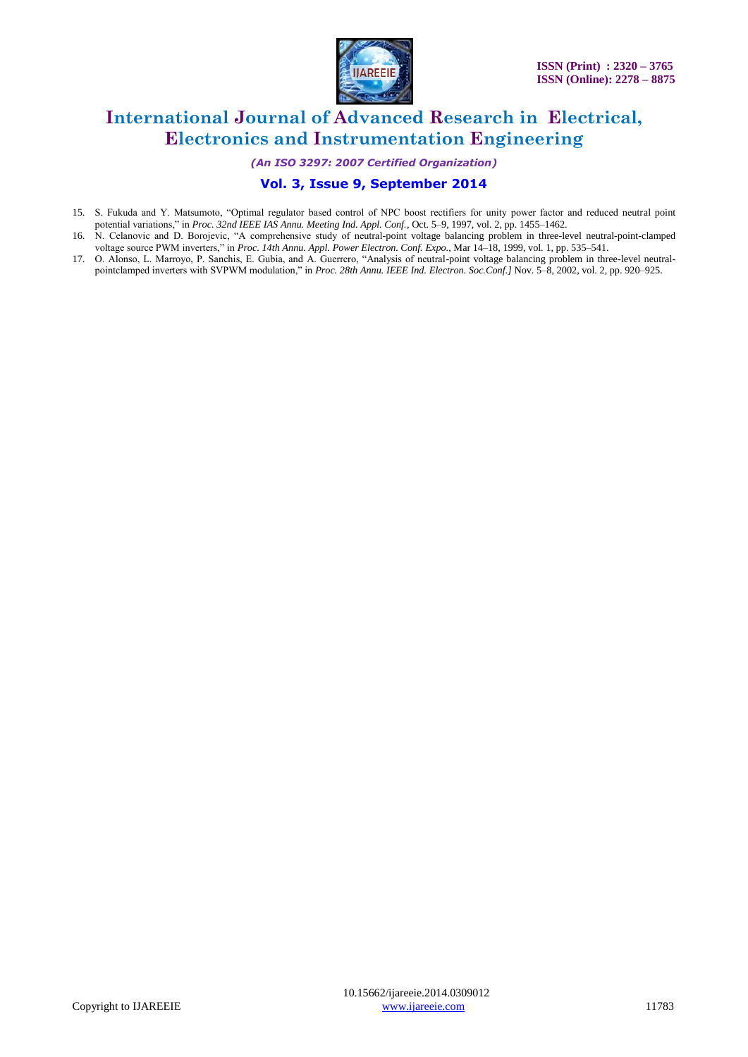15. S. Fukuda and Y. Matsumoto, "Optimal regulator based control of NPC boost rectifiers for unity power factor and reduced neutral point potential variations," in *Proc. 32nd IEEE IAS Annu. Meeting Ind. Appl. Conf.*, Oct. 5–9, 1997, vol. 2, pp. 1455–1462.
16. N. Celanovic and D. Borojevic, "A comprehensive study of neutral-point voltage balancing problem in three-level neutral-point-clamped voltage source PWM inverters," in *Proc. 14th Annu. Appl. Power Electron. Conf. Expo.*, Mar 14–18, 1999, vol. 1, pp. 535–541.
17. O. Alonso, L. Marroyo, P. Sanchis, E. Gubia, and A. Guerrero, "Analysis of neutral-point voltage balancing problem in three-level neutral-pointclamped inverters with SVPWM modulation," in *Proc. 28th Annu. IEEE Ind. Electron. Soc.Conf.]* Nov. 5–8, 2002, vol. 2, pp. 920–925.